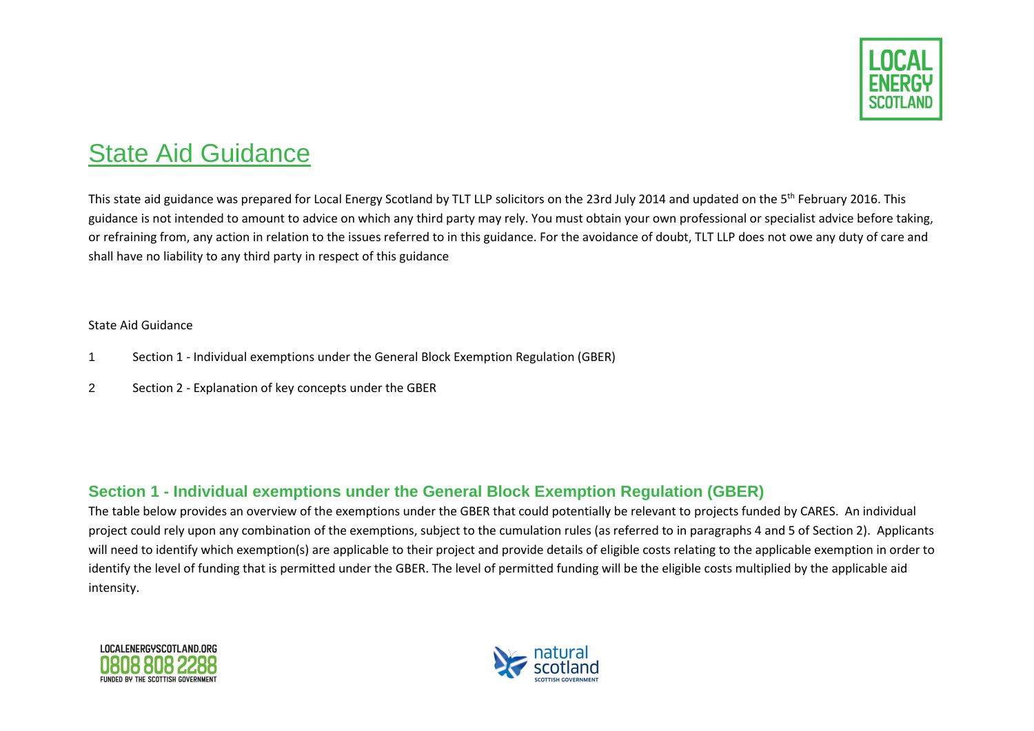# State Aid Guidance

This state aid guidance was prepared for Local Energy Scotland by TLT LLP solicitors on the 23rd July 2014 and updated on the 5th February 2016. This guidance is not intended to amount to advice on which any third party may rely. You must obtain your own professional or specialist advice before taking, or refraining from, any action in relation to the issues referred to in this guidance. For the avoidance of doubt, TLT LLP does not owe any duty of care and shall have no liability to any third party in respect of this guidance

State Aid Guidance

1 Section 1 - Individual exemptions under the General Block Exemption Regulation (GBER)

2 Section 2 - Explanation of key concepts under the GBER

## Section 1 - Individual exemptions under the General Block Exemption Regulation (GBER)

The table below provides an overview of the exemptions under the GBER that could potentially be relevant to projects funded by CARES. An individual project could rely upon any combination of the exemptions, subject to the cumulation rules (as referred to in paragraphs 4 and 5 of Section 2). Applicants will need to identify which exemption(s) are applicable to their project and provide details of eligible costs relating to the applicable exemption in order to identify the level of funding that is permitted under the GBER. The level of permitted funding will be the eligible costs multiplied by the applicable aid intensity.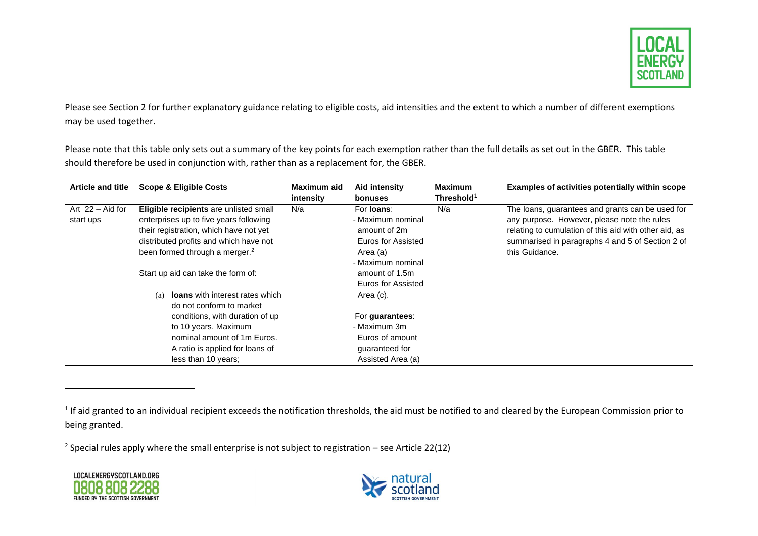Please see Section 2 for further explanatory guidance relating to eligible costs, aid intensities and the extent to which a number of different exemptions may be used together.

Please note that this table only sets out a summary of the key points for each exemption rather than the full details as set out in the GBER. This table should therefore be used in conjunction with, rather than as a replacement for, the GBER.

| Article and title | Scope & Eligible Costs | Maximum aid intensity | Aid intensity bonuses | Maximum Threshold[1] | Examples of activities potentially within scope |
|---|---|---|---|---|---|
| Art 22 – Aid for start ups | **Eligible recipients** are unlisted small enterprises up to five years following their registration, which have not yet distributed profits and which have not been formed through a merger.[2]<br><br>Start up aid can take the form of:<br><br>(a) **loans** with interest rates which do not conform to market conditions, with duration of up to 10 years. Maximum nominal amount of 1m Euros. A ratio is applied for loans of less than 10 years; | N/a | For **loans**:<br>- Maximum nominal amount of 2m Euros for Assisted Area (a)<br>- Maximum nominal amount of 1.5m Euros for Assisted Area (c).<br><br>For **guarantees**:<br>- Maximum 3m Euros of amount guaranteed for Assisted Area (a) | N/a | The loans, guarantees and grants can be used for any purpose. However, please note the rules relating to cumulation of this aid with other aid, as summarised in paragraphs 4 and 5 of Section 2 of this Guidance. |

[1] If aid granted to an individual recipient exceeds the notification thresholds, the aid must be notified to and cleared by the European Commission prior to being granted.

[2] Special rules apply where the small enterprise is not subject to registration – see Article 22(12)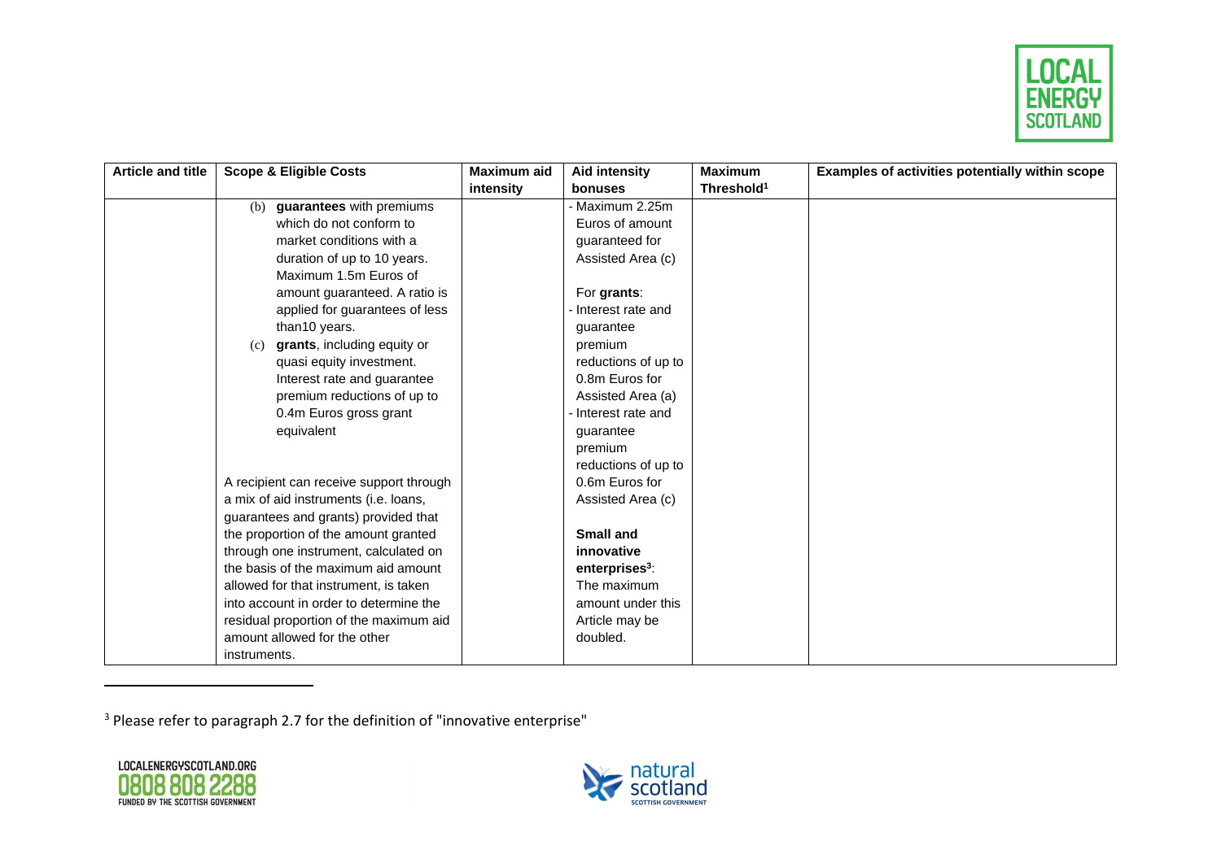| Article and title | Scope & Eligible Costs | Maximum aid intensity | Aid intensity bonuses | Maximum Threshold[1] | Examples of activities potentially within scope |
|---|---|---|---|---|---|
| | (b) **guarantees** with premiums which do not conform to market conditions with a duration of up to 10 years. Maximum 1.5m Euros of amount guaranteed. A ratio is applied for guarantees of less than10 years.<br>(c) **grants**, including equity or quasi equity investment. Interest rate and guarantee premium reductions of up to 0.4m Euros gross grant equivalent<br><br>A recipient can receive support through a mix of aid instruments (i.e. loans, guarantees and grants) provided that the proportion of the amount granted through one instrument, calculated on the basis of the maximum aid amount allowed for that instrument, is taken into account in order to determine the residual proportion of the maximum aid amount allowed for the other instruments. | | - Maximum 2.25m Euros of amount guaranteed for Assisted Area (c)<br><br>For **grants**:<br>- Interest rate and guarantee premium reductions of up to 0.8m Euros for Assisted Area (a)<br>- Interest rate and guarantee premium reductions of up to 0.6m Euros for Assisted Area (c)<br><br>**Small and innovative enterprises[3]**: The maximum amount under this Article may be doubled. | | |

[3] Please refer to paragraph 2.7 for the definition of "innovative enterprise"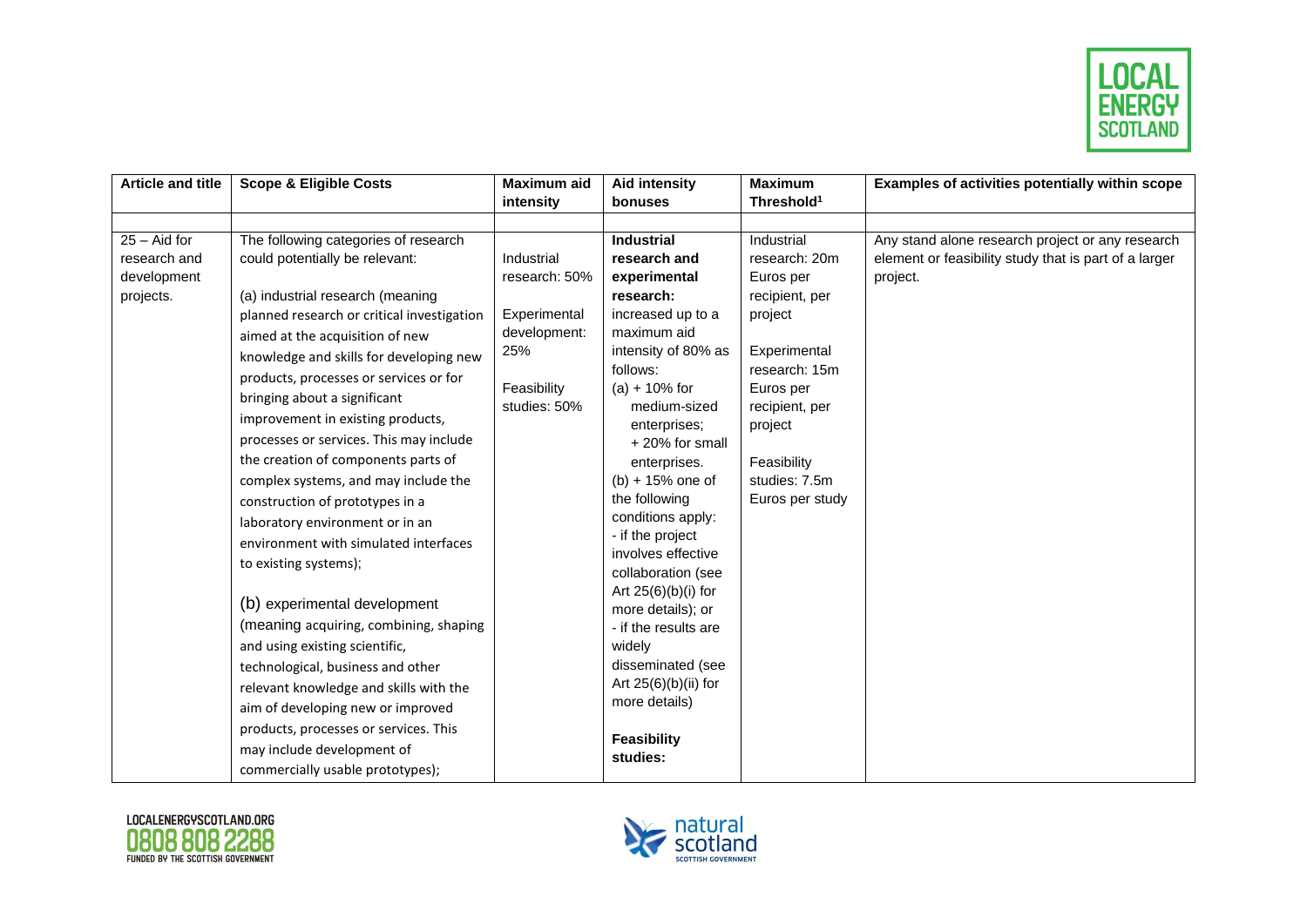| Article and title | Scope & Eligible Costs | Maximum aid intensity | Aid intensity bonuses | Maximum Threshold[1] | Examples of activities potentially within scope |
|---|---|---|---|---|---|
| | | | | | |
| 25 – Aid for research and development projects. | The following categories of research could potentially be relevant:<br><br>(a) industrial research (meaning planned research or critical investigation aimed at the acquisition of new knowledge and skills for developing new products, processes or services or for bringing about a significant improvement in existing products, processes or services. This may include the creation of components parts of complex systems, and may include the construction of prototypes in a laboratory environment or in an environment with simulated interfaces to existing systems);<br><br>(b) experimental development (meaning acquiring, combining, shaping and using existing scientific, technological, business and other relevant knowledge and skills with the aim of developing new or improved products, processes or services. This may include development of commercially usable prototypes); | Industrial research: 50%<br><br>Experimental development: 25%<br><br>Feasibility studies: 50% | **Industrial research and experimental research:** increased up to a maximum aid intensity of 80% as follows:<br>(a) + 10% for medium-sized enterprises; + 20% for small enterprises.<br>(b) + 15% one of the following conditions apply:<br>- if the project involves effective collaboration (see Art 25(6)(b)(i) for more details); or<br>- if the results are widely disseminated (see Art 25(6)(b)(ii) for more details)<br><br>**Feasibility studies:** | Industrial research: 20m Euros per recipient, per project<br><br>Experimental research: 15m Euros per recipient, per project<br><br>Feasibility studies: 7.5m Euros per study | Any stand alone research project or any research element or feasibility study that is part of a larger project. |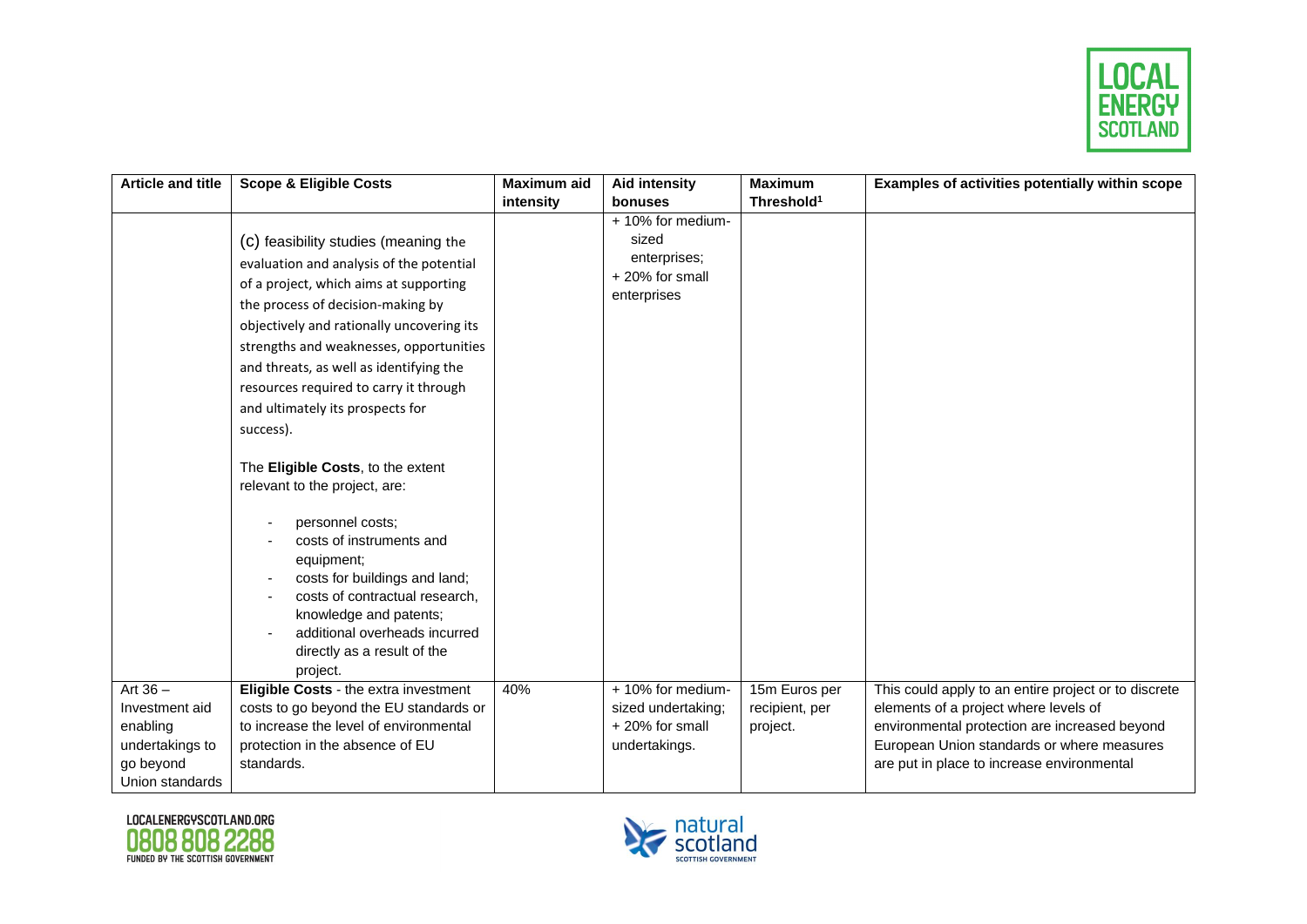| Article and title | Scope & Eligible Costs | Maximum aid intensity | Aid intensity bonuses | Maximum Threshold[1] | Examples of activities potentially within scope |
|---|---|---|---|---|---|
| | (c) feasibility studies (meaning the evaluation and analysis of the potential of a project, which aims at supporting the process of decision-making by objectively and rationally uncovering its strengths and weaknesses, opportunities and threats, as well as identifying the resources required to carry it through and ultimately its prospects for success).<br><br>The **Eligible Costs**, to the extent relevant to the project, are:<br><br>- personnel costs;<br>- costs of instruments and equipment;<br>- costs for buildings and land;<br>- costs of contractual research, knowledge and patents;<br>- additional overheads incurred directly as a result of the project. | | + 10% for medium-sized enterprises;<br>+ 20% for small enterprises | | |
| Art 36 – Investment aid enabling undertakings to go beyond Union standards | **Eligible Costs** - the extra investment costs to go beyond the EU standards or to increase the level of environmental protection in the absence of EU standards. | 40% | + 10% for medium-sized undertaking;<br>+ 20% for small undertakings. | 15m Euros per recipient, per project. | This could apply to an entire project or to discrete elements of a project where levels of environmental protection are increased beyond European Union standards or where measures are put in place to increase environmental |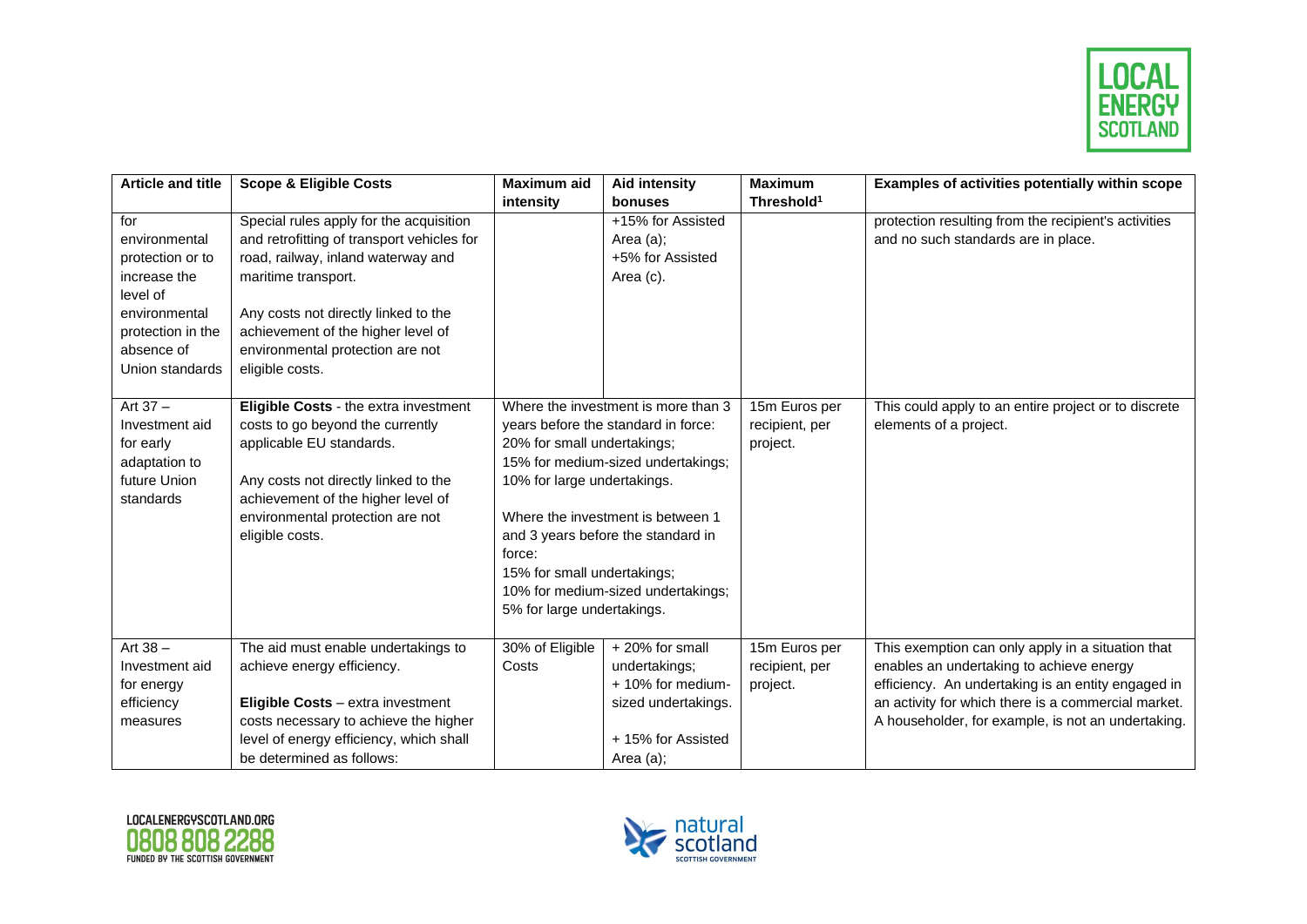| Article and title | Scope & Eligible Costs | Maximum aid intensity | Aid intensity bonuses | Maximum Threshold[1] | Examples of activities potentially within scope |
|---|---|---|---|---|---|
| for environmental protection or to increase the level of environmental protection in the absence of Union standards | Special rules apply for the acquisition and retrofitting of transport vehicles for road, railway, inland waterway and maritime transport.<br><br>Any costs not directly linked to the achievement of the higher level of environmental protection are not eligible costs. | | +15% for Assisted Area (a);<br>+5% for Assisted Area (c). | | protection resulting from the recipient's activities and no such standards are in place. |
| Art 37 – Investment aid for early adaptation to future Union standards | **Eligible Costs** - the extra investment costs to go beyond the currently applicable EU standards.<br><br>Any costs not directly linked to the achievement of the higher level of environmental protection are not eligible costs. | Where the investment is more than 3 years before the standard in force:<br>20% for small undertakings;<br>15% for medium-sized undertakings;<br>10% for large undertakings.<br><br>Where the investment is between 1 and 3 years before the standard in force:<br>15% for small undertakings;<br>10% for medium-sized undertakings;<br>5% for large undertakings. | | 15m Euros per recipient, per project. | This could apply to an entire project or to discrete elements of a project. |
| Art 38 – Investment aid for energy efficiency measures | The aid must enable undertakings to achieve energy efficiency.<br><br>**Eligible Costs** – extra investment costs necessary to achieve the higher level of energy efficiency, which shall be determined as follows: | 30% of Eligible Costs | + 20% for small undertakings;<br>+ 10% for medium-sized undertakings.<br><br>+ 15% for Assisted Area (a); | 15m Euros per recipient, per project. | This exemption can only apply in a situation that enables an undertaking to achieve energy efficiency. An undertaking is an entity engaged in an activity for which there is a commercial market. A householder, for example, is not an undertaking. |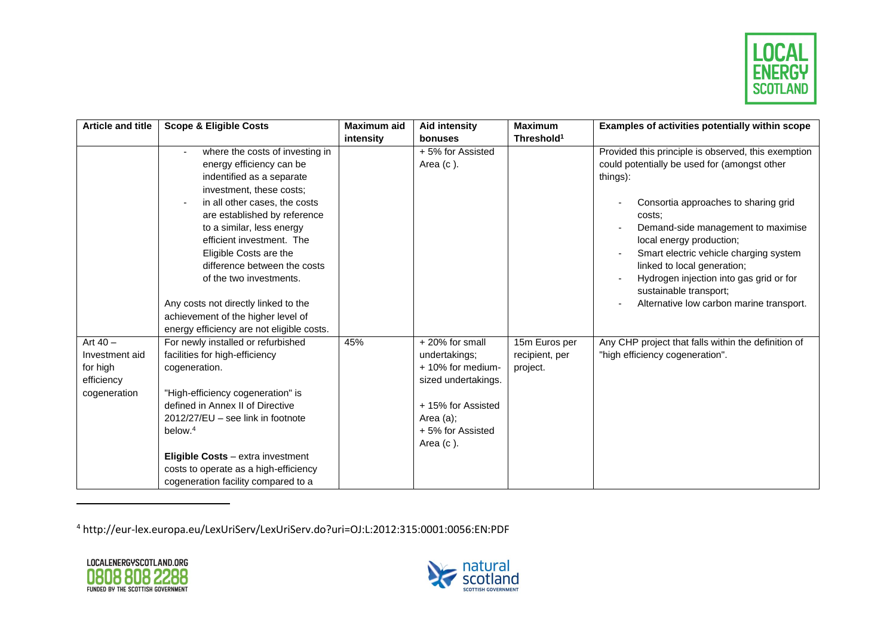| Article and title | Scope & Eligible Costs | Maximum aid intensity | Aid intensity bonuses | Maximum Threshold[1] | Examples of activities potentially within scope |
|---|---|---|---|---|---|
| | - where the costs of investing in energy efficiency can be indentified as a separate investment, these costs;<br>- in all other cases, the costs are established by reference to a similar, less energy efficient investment. The Eligible Costs are the difference between the costs of the two investments.<br><br>Any costs not directly linked to the achievement of the higher level of energy efficiency are not eligible costs. | | + 5% for Assisted Area (c ). | | Provided this principle is observed, this exemption could potentially be used for (amongst other things):<br><br>- Consortia approaches to sharing grid costs;<br>- Demand-side management to maximise local energy production;<br>- Smart electric vehicle charging system linked to local generation;<br>- Hydrogen injection into gas grid or for sustainable transport;<br>- Alternative low carbon marine transport. |
| Art 40 – Investment aid for high efficiency cogeneration | For newly installed or refurbished facilities for high-efficiency cogeneration.<br><br>"High-efficiency cogeneration" is defined in Annex II of Directive 2012/27/EU – see link in footnote below.[4]<br><br>**Eligible Costs** – extra investment costs to operate as a high-efficiency cogeneration facility compared to a | 45% | + 20% for small undertakings;<br>+ 10% for medium-sized undertakings.<br><br>+ 15% for Assisted Area (a);<br>+ 5% for Assisted Area (c ). | 15m Euros per recipient, per project. | Any CHP project that falls within the definition of "high efficiency cogeneration". |

[4] http://eur-lex.europa.eu/LexUriServ/LexUriServ.do?uri=OJ:L:2012:315:0001:0056:EN:PDF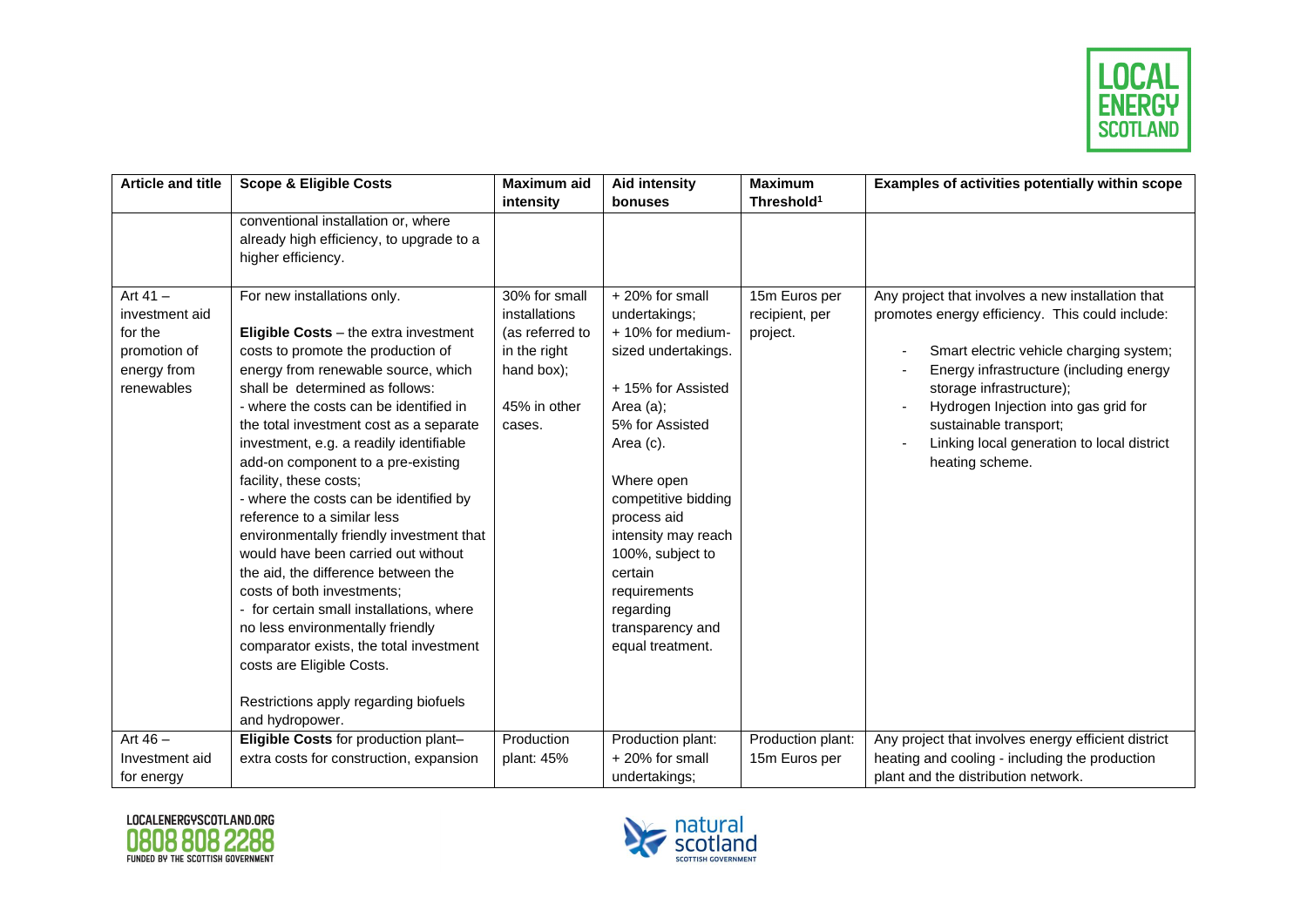| Article and title | Scope & Eligible Costs | Maximum aid intensity | Aid intensity bonuses | Maximum Threshold[1] | Examples of activities potentially within scope |
|---|---|---|---|---|---|
| | conventional installation or, where already high efficiency, to upgrade to a higher efficiency. | | | | |
| Art 41 – investment aid for the promotion of energy from renewables | For new installations only.<br><br>**Eligible Costs** – the extra investment costs to promote the production of energy from renewable source, which shall be determined as follows:<br>- where the costs can be identified in the total investment cost as a separate investment, e.g. a readily identifiable add-on component to a pre-existing facility, these costs;<br>- where the costs can be identified by reference to a similar less environmentally friendly investment that would have been carried out without the aid, the difference between the costs of both investments;<br>- for certain small installations, where no less environmentally friendly comparator exists, the total investment costs are Eligible Costs.<br><br>Restrictions apply regarding biofuels and hydropower. | 30% for small installations (as referred to in the right hand box);<br><br>45% in other cases. | + 20% for small undertakings;<br>+ 10% for medium-sized undertakings.<br><br>+ 15% for Assisted Area (a);<br>5% for Assisted Area (c).<br><br>Where open competitive bidding process aid intensity may reach 100%, subject to certain requirements regarding transparency and equal treatment. | 15m Euros per recipient, per project. | Any project that involves a new installation that promotes energy efficiency. This could include:<br><br>- Smart electric vehicle charging system;<br>- Energy infrastructure (including energy storage infrastructure);<br>- Hydrogen Injection into gas grid for sustainable transport;<br>- Linking local generation to local district heating scheme. |
| Art 46 – Investment aid for energy | **Eligible Costs** for production plant– extra costs for construction, expansion | Production plant: 45% | Production plant:<br>+ 20% for small undertakings; | Production plant: 15m Euros per | Any project that involves energy efficient district heating and cooling - including the production plant and the distribution network. |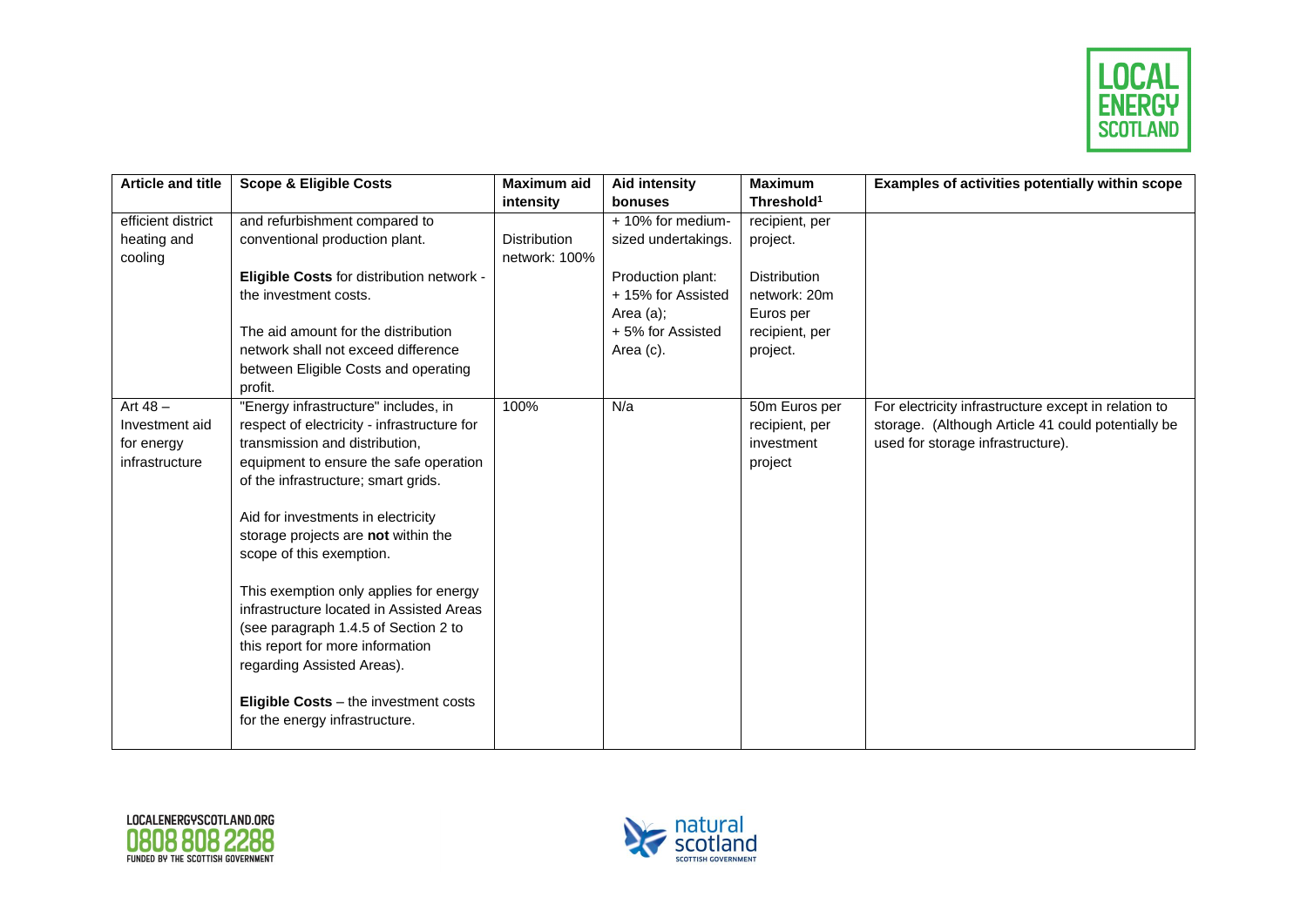| Article and title | Scope & Eligible Costs | Maximum aid intensity | Aid intensity bonuses | Maximum Threshold[1] | Examples of activities potentially within scope |
|---|---|---|---|---|---|
| efficient district heating and cooling | and refurbishment compared to conventional production plant.<br><br>**Eligible Costs** for distribution network - the investment costs.<br><br>The aid amount for the distribution network shall not exceed difference between Eligible Costs and operating profit. | Distribution network: 100% | + 10% for medium-sized undertakings.<br><br>Production plant:<br>+ 15% for Assisted Area (a);<br>+ 5% for Assisted Area (c). | recipient, per project.<br><br>Distribution network: 20m Euros per recipient, per project. | |
| Art 48 – Investment aid for energy infrastructure | "Energy infrastructure" includes, in respect of electricity - infrastructure for transmission and distribution, equipment to ensure the safe operation of the infrastructure; smart grids.<br><br>Aid for investments in electricity storage projects are **not** within the scope of this exemption.<br><br>This exemption only applies for energy infrastructure located in Assisted Areas (see paragraph 1.4.5 of Section 2 to this report for more information regarding Assisted Areas).<br><br>**Eligible Costs** – the investment costs for the energy infrastructure. | 100% | N/a | 50m Euros per recipient, per investment project | For electricity infrastructure except in relation to storage. (Although Article 41 could potentially be used for storage infrastructure). |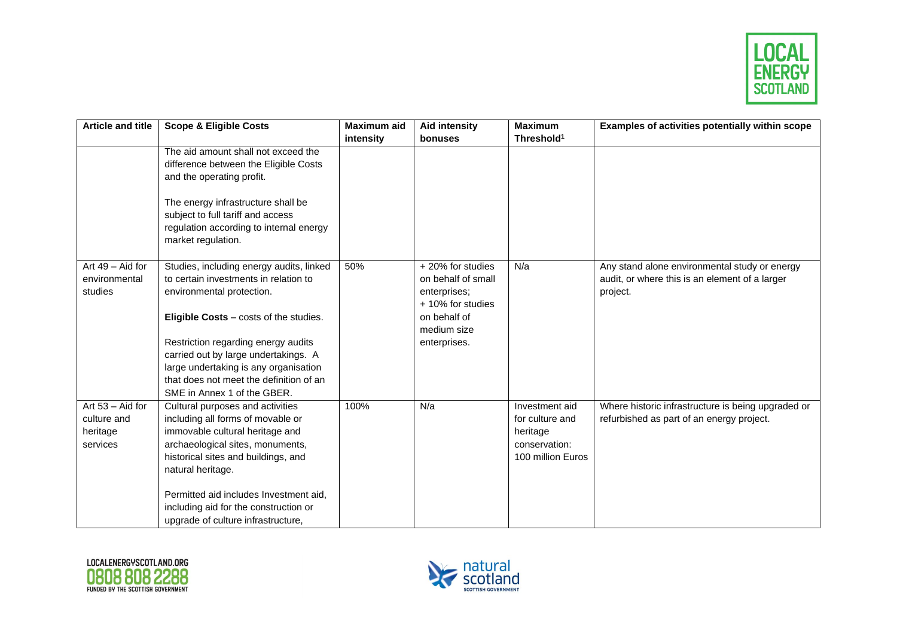| Article and title | Scope & Eligible Costs | Maximum aid intensity | Aid intensity bonuses | Maximum Threshold[1] | Examples of activities potentially within scope |
|---|---|---|---|---|---|
| | The aid amount shall not exceed the difference between the Eligible Costs and the operating profit.<br><br>The energy infrastructure shall be subject to full tariff and access regulation according to internal energy market regulation. | | | | |
| Art 49 – Aid for environmental studies | Studies, including energy audits, linked to certain investments in relation to environmental protection.<br><br>**Eligible Costs** – costs of the studies.<br><br>Restriction regarding energy audits carried out by large undertakings. A large undertaking is any organisation that does not meet the definition of an SME in Annex 1 of the GBER. | 50% | + 20% for studies on behalf of small enterprises;<br>+ 10% for studies on behalf of medium size enterprises. | N/a | Any stand alone environmental study or energy audit, or where this is an element of a larger project. |
| Art 53 – Aid for culture and heritage services | Cultural purposes and activities including all forms of movable or immovable cultural heritage and archaeological sites, monuments, historical sites and buildings, and natural heritage.<br><br>Permitted aid includes Investment aid, including aid for the construction or upgrade of culture infrastructure, | 100% | N/a | Investment aid for culture and heritage conservation: 100 million Euros | Where historic infrastructure is being upgraded or refurbished as part of an energy project. |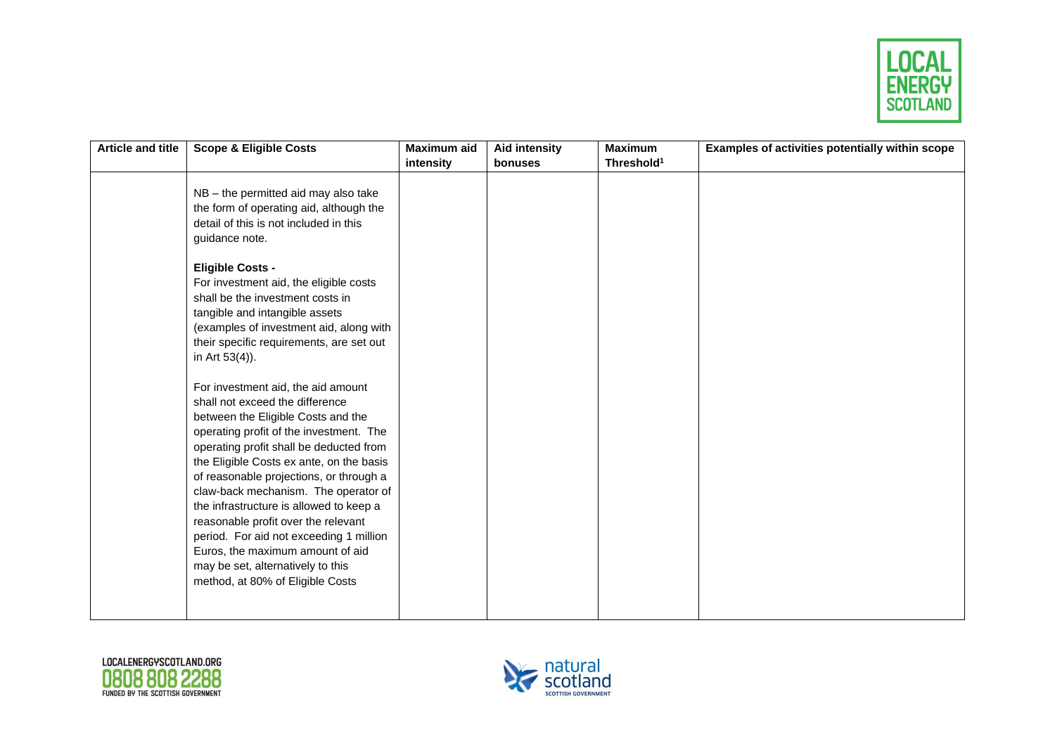| Article and title | Scope & Eligible Costs | Maximum aid intensity | Aid intensity bonuses | Maximum Threshold[1] | Examples of activities potentially within scope |
|---|---|---|---|---|---|
| | NB – the permitted aid may also take the form of operating aid, although the detail of this is not included in this guidance note.<br><br>**Eligible Costs -**<br>For investment aid, the eligible costs shall be the investment costs in tangible and intangible assets (examples of investment aid, along with their specific requirements, are set out in Art 53(4)).<br><br>For investment aid, the aid amount shall not exceed the difference between the Eligible Costs and the operating profit of the investment. The operating profit shall be deducted from the Eligible Costs ex ante, on the basis of reasonable projections, or through a claw-back mechanism. The operator of the infrastructure is allowed to keep a reasonable profit over the relevant period. For aid not exceeding 1 million Euros, the maximum amount of aid may be set, alternatively to this method, at 80% of Eligible Costs | | | | |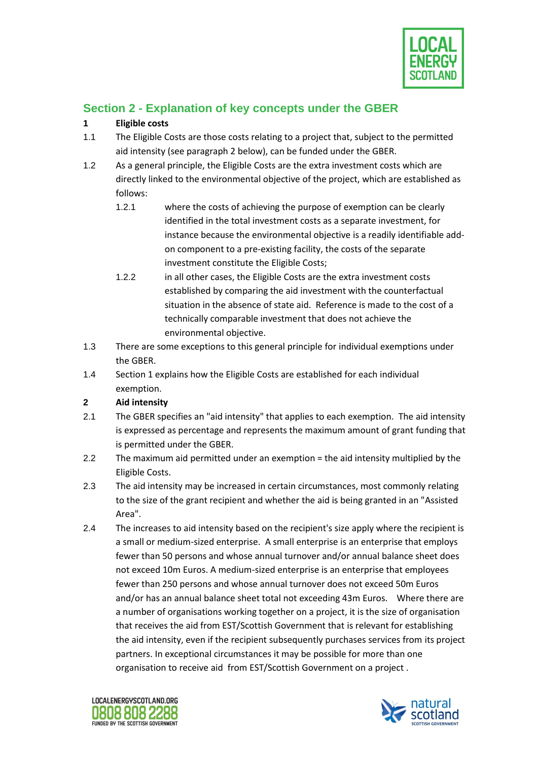## Section 2 - Explanation of key concepts under the GBER

**1 Eligible costs**

1.1 The Eligible Costs are those costs relating to a project that, subject to the permitted aid intensity (see paragraph 2 below), can be funded under the GBER.

1.2 As a general principle, the Eligible Costs are the extra investment costs which are directly linked to the environmental objective of the project, which are established as follows:

1.2.1 where the costs of achieving the purpose of exemption can be clearly identified in the total investment costs as a separate investment, for instance because the environmental objective is a readily identifiable add-on component to a pre-existing facility, the costs of the separate investment constitute the Eligible Costs;

1.2.2 in all other cases, the Eligible Costs are the extra investment costs established by comparing the aid investment with the counterfactual situation in the absence of state aid. Reference is made to the cost of a technically comparable investment that does not achieve the environmental objective.

1.3 There are some exceptions to this general principle for individual exemptions under the GBER.

1.4 Section 1 explains how the Eligible Costs are established for each individual exemption.

**2 Aid intensity**

2.1 The GBER specifies an "aid intensity" that applies to each exemption. The aid intensity is expressed as percentage and represents the maximum amount of grant funding that is permitted under the GBER.

2.2 The maximum aid permitted under an exemption = the aid intensity multiplied by the Eligible Costs.

2.3 The aid intensity may be increased in certain circumstances, most commonly relating to the size of the grant recipient and whether the aid is being granted in an "Assisted Area".

2.4 The increases to aid intensity based on the recipient's size apply where the recipient is a small or medium-sized enterprise. A small enterprise is an enterprise that employs fewer than 50 persons and whose annual turnover and/or annual balance sheet does not exceed 10m Euros. A medium-sized enterprise is an enterprise that employees fewer than 250 persons and whose annual turnover does not exceed 50m Euros and/or has an annual balance sheet total not exceeding 43m Euros. Where there are a number of organisations working together on a project, it is the size of organisation that receives the aid from EST/Scottish Government that is relevant for establishing the aid intensity, even if the recipient subsequently purchases services from its project partners. In exceptional circumstances it may be possible for more than one organisation to receive aid from EST/Scottish Government on a project .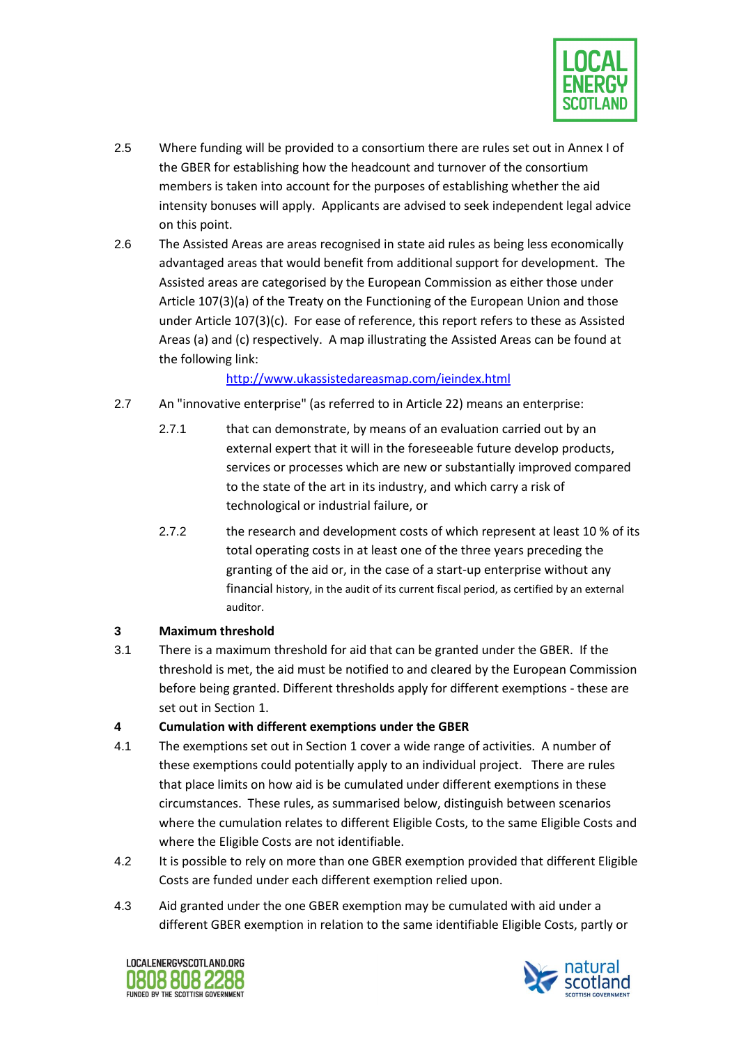2.5 Where funding will be provided to a consortium there are rules set out in Annex I of the GBER for establishing how the headcount and turnover of the consortium members is taken into account for the purposes of establishing whether the aid intensity bonuses will apply. Applicants are advised to seek independent legal advice on this point.

2.6 The Assisted Areas are areas recognised in state aid rules as being less economically advantaged areas that would benefit from additional support for development. The Assisted areas are categorised by the European Commission as either those under Article 107(3)(a) of the Treaty on the Functioning of the European Union and those under Article 107(3)(c). For ease of reference, this report refers to these as Assisted Areas (a) and (c) respectively. A map illustrating the Assisted Areas can be found at the following link:

http://www.ukassistedareasmap.com/ieindex.html

2.7 An "innovative enterprise" (as referred to in Article 22) means an enterprise:

2.7.1 that can demonstrate, by means of an evaluation carried out by an external expert that it will in the foreseeable future develop products, services or processes which are new or substantially improved compared to the state of the art in its industry, and which carry a risk of technological or industrial failure, or

2.7.2 the research and development costs of which represent at least 10 % of its total operating costs in at least one of the three years preceding the granting of the aid or, in the case of a start-up enterprise without any financial history, in the audit of its current fiscal period, as certified by an external auditor.

## 3 Maximum threshold

3.1 There is a maximum threshold for aid that can be granted under the GBER. If the threshold is met, the aid must be notified to and cleared by the European Commission before being granted. Different thresholds apply for different exemptions - these are set out in Section 1.

## 4 Cumulation with different exemptions under the GBER

4.1 The exemptions set out in Section 1 cover a wide range of activities. A number of these exemptions could potentially apply to an individual project. There are rules that place limits on how aid is be cumulated under different exemptions in these circumstances. These rules, as summarised below, distinguish between scenarios where the cumulation relates to different Eligible Costs, to the same Eligible Costs and where the Eligible Costs are not identifiable.

4.2 It is possible to rely on more than one GBER exemption provided that different Eligible Costs are funded under each different exemption relied upon.

4.3 Aid granted under the one GBER exemption may be cumulated with aid under a different GBER exemption in relation to the same identifiable Eligible Costs, partly or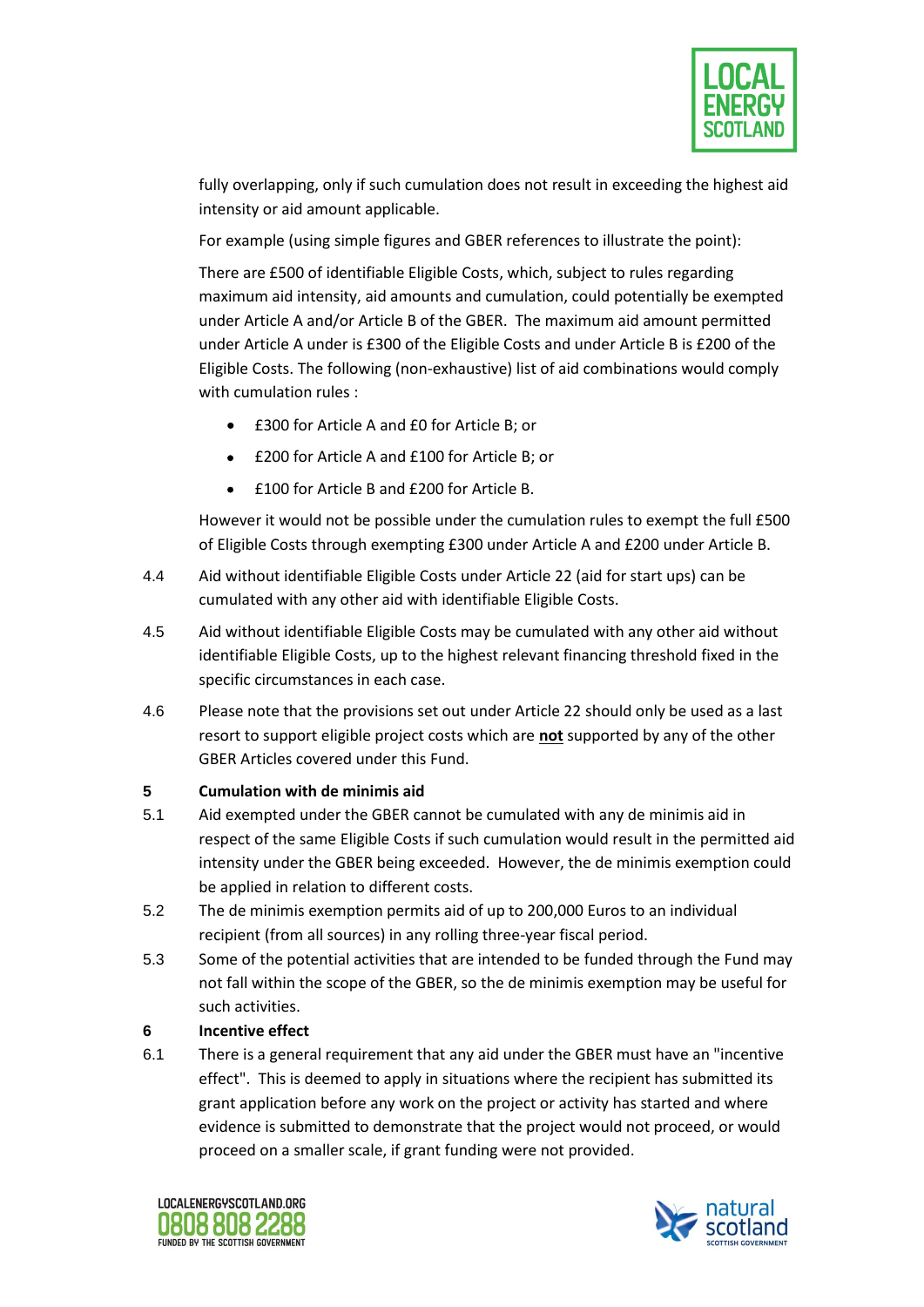fully overlapping, only if such cumulation does not result in exceeding the highest aid intensity or aid amount applicable.

For example (using simple figures and GBER references to illustrate the point):

There are £500 of identifiable Eligible Costs, which, subject to rules regarding maximum aid intensity, aid amounts and cumulation, could potentially be exempted under Article A and/or Article B of the GBER. The maximum aid amount permitted under Article A under is £300 of the Eligible Costs and under Article B is £200 of the Eligible Costs. The following (non-exhaustive) list of aid combinations would comply with cumulation rules :

- £300 for Article A and £0 for Article B; or
- £200 for Article A and £100 for Article B; or
- £100 for Article B and £200 for Article B.

However it would not be possible under the cumulation rules to exempt the full £500 of Eligible Costs through exempting £300 under Article A and £200 under Article B.

4.4 Aid without identifiable Eligible Costs under Article 22 (aid for start ups) can be cumulated with any other aid with identifiable Eligible Costs.

4.5 Aid without identifiable Eligible Costs may be cumulated with any other aid without identifiable Eligible Costs, up to the highest relevant financing threshold fixed in the specific circumstances in each case.

4.6 Please note that the provisions set out under Article 22 should only be used as a last resort to support eligible project costs which are **not** supported by any of the other GBER Articles covered under this Fund.

## 5 Cumulation with de minimis aid

5.1 Aid exempted under the GBER cannot be cumulated with any de minimis aid in respect of the same Eligible Costs if such cumulation would result in the permitted aid intensity under the GBER being exceeded. However, the de minimis exemption could be applied in relation to different costs.

5.2 The de minimis exemption permits aid of up to 200,000 Euros to an individual recipient (from all sources) in any rolling three-year fiscal period.

5.3 Some of the potential activities that are intended to be funded through the Fund may not fall within the scope of the GBER, so the de minimis exemption may be useful for such activities.

## 6 Incentive effect

6.1 There is a general requirement that any aid under the GBER must have an "incentive effect". This is deemed to apply in situations where the recipient has submitted its grant application before any work on the project or activity has started and where evidence is submitted to demonstrate that the project would not proceed, or would proceed on a smaller scale, if grant funding were not provided.